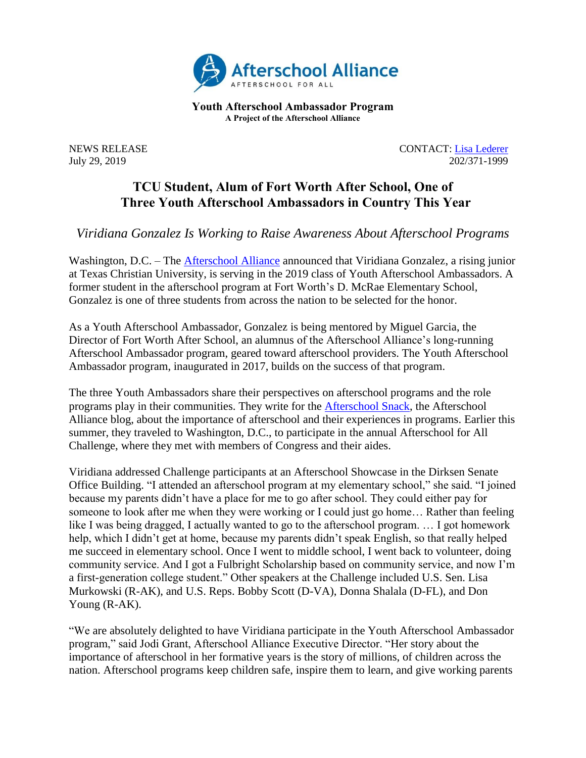Afterschool Alliance
AFTERSCHOOL FOR ALL

**Youth Afterschool Ambassador Program**
**A Project of the Afterschool Alliance**

NEWS RELEASE
July 29, 2019

CONTACT: Lisa Lederer
202/371-1999

# TCU Student, Alum of Fort Worth After School, One of Three Youth Afterschool Ambassadors in Country This Year

*Viridiana Gonzalez Is Working to Raise Awareness About Afterschool Programs*

Washington, D.C. – The Afterschool Alliance announced that Viridiana Gonzalez, a rising junior at Texas Christian University, is serving in the 2019 class of Youth Afterschool Ambassadors. A former student in the afterschool program at Fort Worth's D. McRae Elementary School, Gonzalez is one of three students from across the nation to be selected for the honor.

As a Youth Afterschool Ambassador, Gonzalez is being mentored by Miguel Garcia, the Director of Fort Worth After School, an alumnus of the Afterschool Alliance's long-running Afterschool Ambassador program, geared toward afterschool providers. The Youth Afterschool Ambassador program, inaugurated in 2017, builds on the success of that program.

The three Youth Ambassadors share their perspectives on afterschool programs and the role programs play in their communities. They write for the Afterschool Snack, the Afterschool Alliance blog, about the importance of afterschool and their experiences in programs. Earlier this summer, they traveled to Washington, D.C., to participate in the annual Afterschool for All Challenge, where they met with members of Congress and their aides.

Viridiana addressed Challenge participants at an Afterschool Showcase in the Dirksen Senate Office Building. "I attended an afterschool program at my elementary school," she said. "I joined because my parents didn't have a place for me to go after school. They could either pay for someone to look after me when they were working or I could just go home… Rather than feeling like I was being dragged, I actually wanted to go to the afterschool program. … I got homework help, which I didn't get at home, because my parents didn't speak English, so that really helped me succeed in elementary school. Once I went to middle school, I went back to volunteer, doing community service. And I got a Fulbright Scholarship based on community service, and now I'm a first-generation college student." Other speakers at the Challenge included U.S. Sen. Lisa Murkowski (R-AK), and U.S. Reps. Bobby Scott (D-VA), Donna Shalala (D-FL), and Don Young (R-AK).

"We are absolutely delighted to have Viridiana participate in the Youth Afterschool Ambassador program," said Jodi Grant, Afterschool Alliance Executive Director. "Her story about the importance of afterschool in her formative years is the story of millions, of children across the nation. Afterschool programs keep children safe, inspire them to learn, and give working parents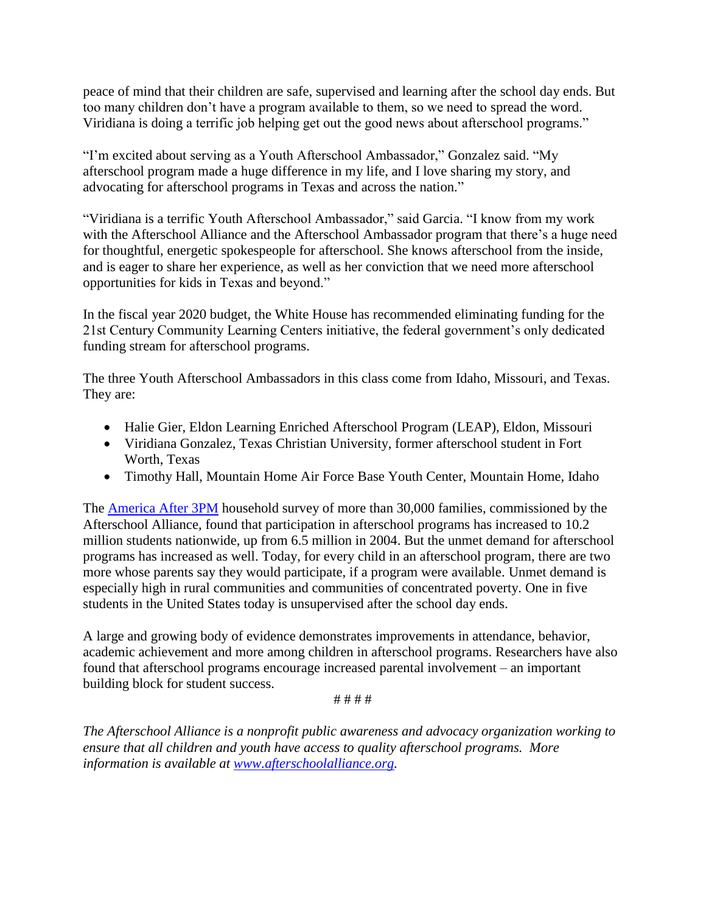peace of mind that their children are safe, supervised and learning after the school day ends. But too many children don't have a program available to them, so we need to spread the word. Viridiana is doing a terrific job helping get out the good news about afterschool programs."

"I'm excited about serving as a Youth Afterschool Ambassador," Gonzalez said. "My afterschool program made a huge difference in my life, and I love sharing my story, and advocating for afterschool programs in Texas and across the nation."

"Viridiana is a terrific Youth Afterschool Ambassador," said Garcia. "I know from my work with the Afterschool Alliance and the Afterschool Ambassador program that there's a huge need for thoughtful, energetic spokespeople for afterschool. She knows afterschool from the inside, and is eager to share her experience, as well as her conviction that we need more afterschool opportunities for kids in Texas and beyond."

In the fiscal year 2020 budget, the White House has recommended eliminating funding for the 21st Century Community Learning Centers initiative, the federal government's only dedicated funding stream for afterschool programs.

The three Youth Afterschool Ambassadors in this class come from Idaho, Missouri, and Texas. They are:

- Halie Gier, Eldon Learning Enriched Afterschool Program (LEAP), Eldon, Missouri
- Viridiana Gonzalez, Texas Christian University, former afterschool student in Fort Worth, Texas
- Timothy Hall, Mountain Home Air Force Base Youth Center, Mountain Home, Idaho

The America After 3PM household survey of more than 30,000 families, commissioned by the Afterschool Alliance, found that participation in afterschool programs has increased to 10.2 million students nationwide, up from 6.5 million in 2004. But the unmet demand for afterschool programs has increased as well. Today, for every child in an afterschool program, there are two more whose parents say they would participate, if a program were available. Unmet demand is especially high in rural communities and communities of concentrated poverty. One in five students in the United States today is unsupervised after the school day ends.

A large and growing body of evidence demonstrates improvements in attendance, behavior, academic achievement and more among children in afterschool programs. Researchers have also found that afterschool programs encourage increased parental involvement – an important building block for student success.

# # # #

*The Afterschool Alliance is a nonprofit public awareness and advocacy organization working to ensure that all children and youth have access to quality afterschool programs. More information is available at www.afterschoolalliance.org.*